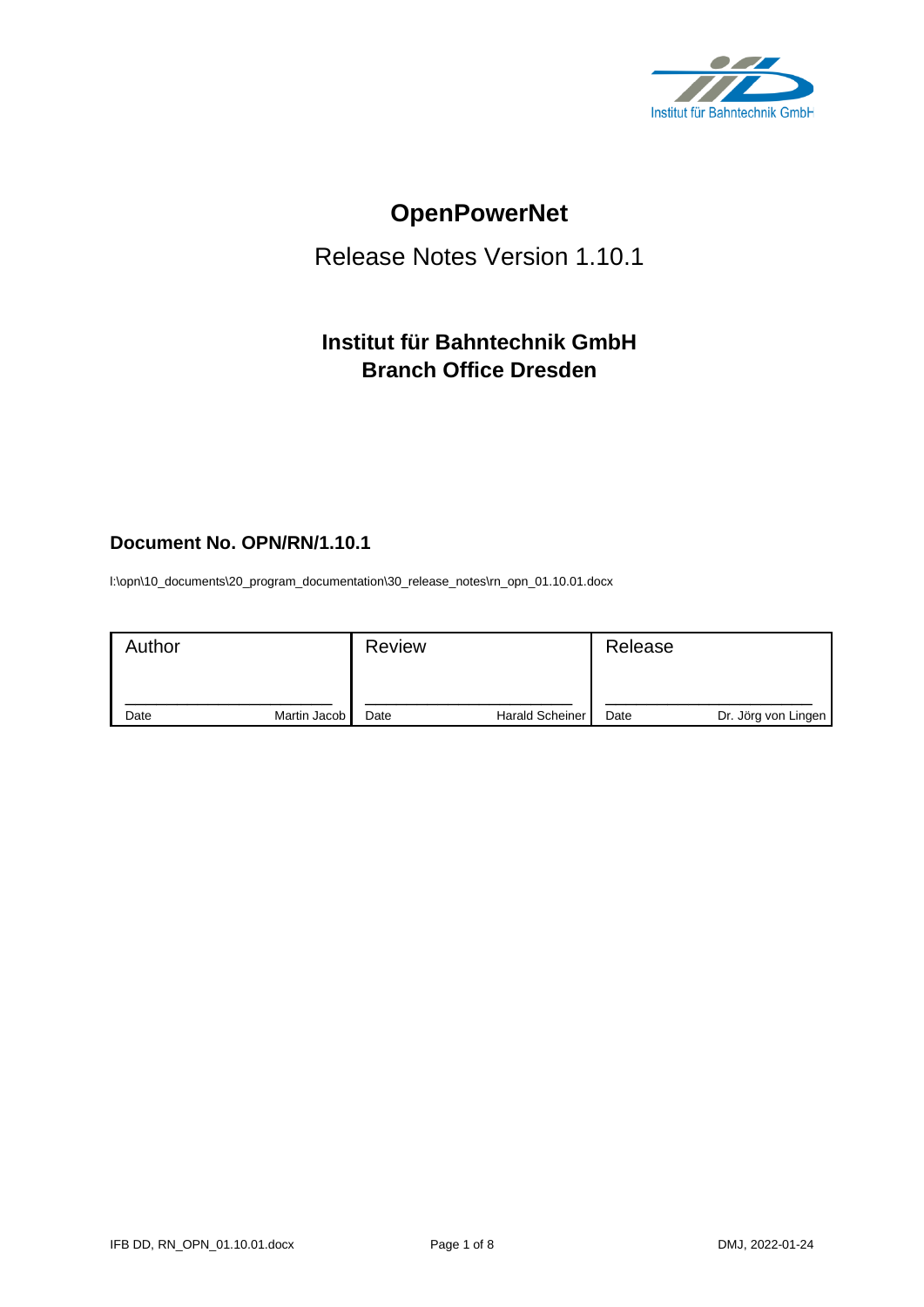Institut für Bahntechnik GmbH

# OpenPowerNet

## Release Notes Version 1.10.1

### Institut für Bahntechnik GmbH
### Branch Office Dresden

**Document No. OPN/RN/1.10.1**

I:\opn\10_documents\20_program_documentation\30_release_notes\rn_opn_01.10.01.docx

| Author | | Review | | Release | |
|---|---|---|---|---|---|
| Date | Martin Jacob | Date | Harald Scheiner | Date | Dr. Jörg von Lingen |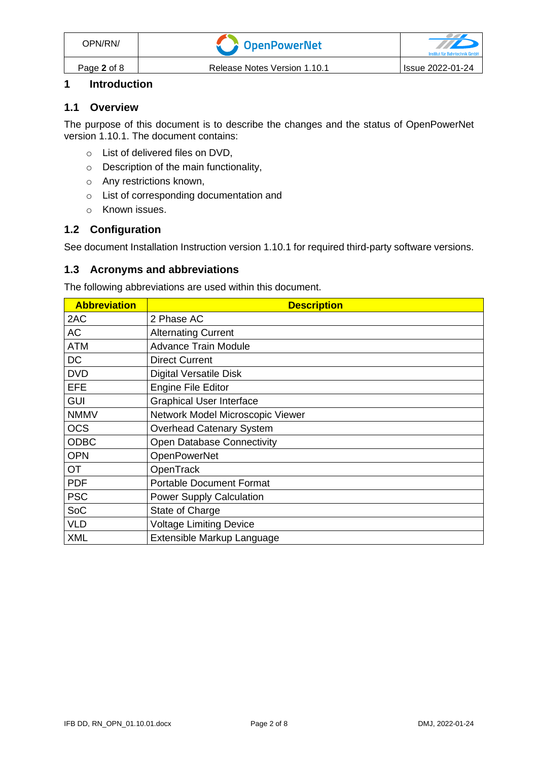# 1 Introduction

## 1.1 Overview

The purpose of this document is to describe the changes and the status of OpenPowerNet version 1.10.1. The document contains:

- List of delivered files on DVD,
- Description of the main functionality,
- Any restrictions known,
- List of corresponding documentation and
- Known issues.

## 1.2 Configuration

See document Installation Instruction version 1.10.1 for required third-party software versions.

## 1.3 Acronyms and abbreviations

The following abbreviations are used within this document.

| Abbreviation | Description |
| --- | --- |
| 2AC | 2 Phase AC |
| AC | Alternating Current |
| ATM | Advance Train Module |
| DC | Direct Current |
| DVD | Digital Versatile Disk |
| EFE | Engine File Editor |
| GUI | Graphical User Interface |
| NMMV | Network Model Microscopic Viewer |
| OCS | Overhead Catenary System |
| ODBC | Open Database Connectivity |
| OPN | OpenPowerNet |
| OT | OpenTrack |
| PDF | Portable Document Format |
| PSC | Power Supply Calculation |
| SoC | State of Charge |
| VLD | Voltage Limiting Device |
| XML | Extensible Markup Language |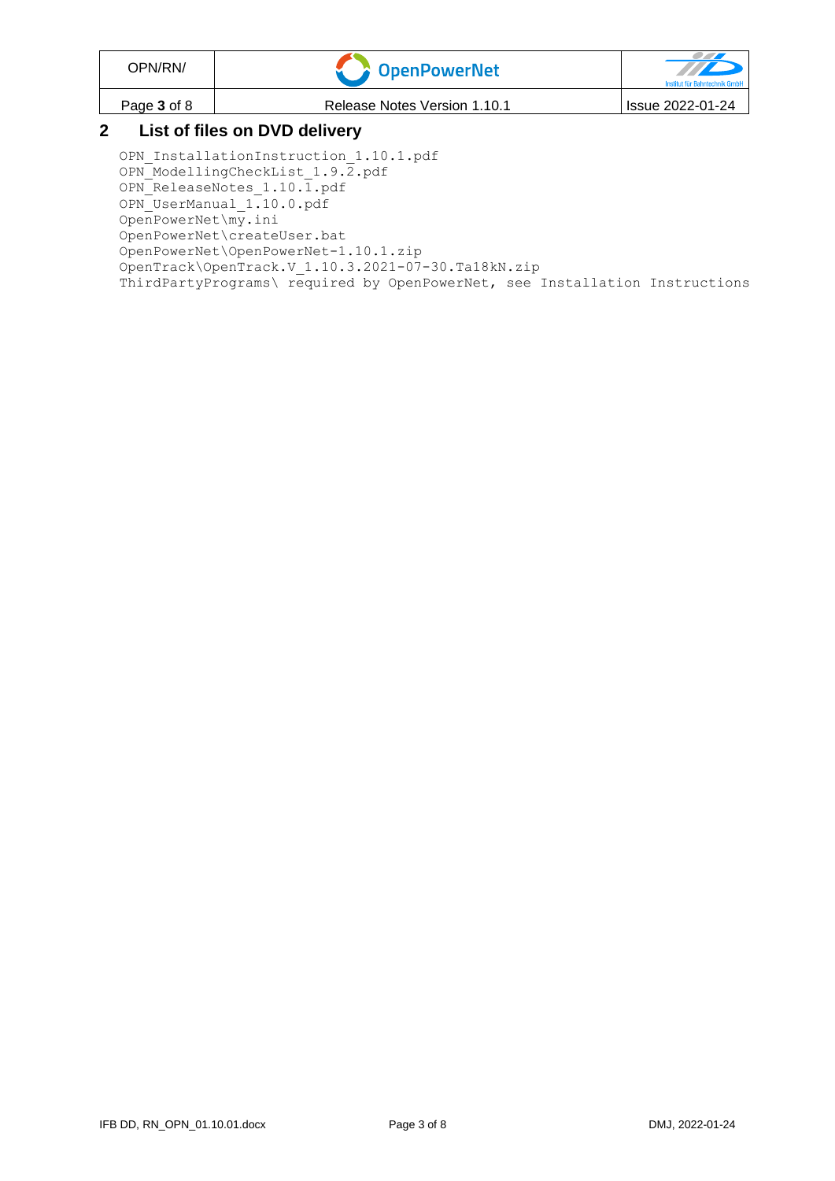## 2 List of files on DVD delivery

```
OPN_InstallationInstruction_1.10.1.pdf
OPN_ModellingCheckList_1.9.2.pdf
OPN_ReleaseNotes_1.10.1.pdf
OPN_UserManual_1.10.0.pdf
OpenPowerNet\my.ini
OpenPowerNet\createUser.bat
OpenPowerNet\OpenPowerNet-1.10.1.zip
OpenTrack\OpenTrack.V_1.10.3.2021-07-30.Ta18kN.zip
ThirdPartyPrograms\ required by OpenPowerNet, see Installation Instructions
```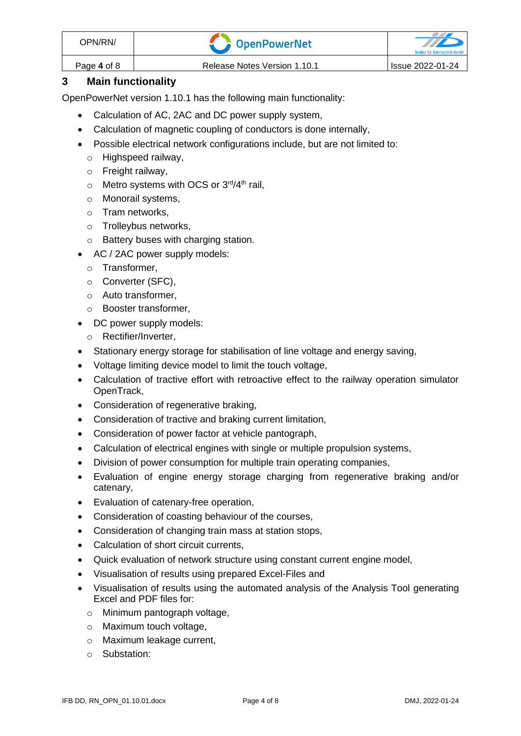## 3 Main functionality

OpenPowerNet version 1.10.1 has the following main functionality:

- Calculation of AC, 2AC and DC power supply system,
- Calculation of magnetic coupling of conductors is done internally,
- Possible electrical network configurations include, but are not limited to:
  - Highspeed railway,
  - Freight railway,
  - Metro systems with OCS or 3rd/4th rail,
  - Monorail systems,
  - Tram networks,
  - Trolleybus networks,
  - Battery buses with charging station.
- AC / 2AC power supply models:
  - Transformer,
  - Converter (SFC),
  - Auto transformer,
  - Booster transformer,
- DC power supply models:
  - Rectifier/Inverter,
- Stationary energy storage for stabilisation of line voltage and energy saving,
- Voltage limiting device model to limit the touch voltage,
- Calculation of tractive effort with retroactive effect to the railway operation simulator OpenTrack,
- Consideration of regenerative braking,
- Consideration of tractive and braking current limitation,
- Consideration of power factor at vehicle pantograph,
- Calculation of electrical engines with single or multiple propulsion systems,
- Division of power consumption for multiple train operating companies,
- Evaluation of engine energy storage charging from regenerative braking and/or catenary,
- Evaluation of catenary-free operation,
- Consideration of coasting behaviour of the courses,
- Consideration of changing train mass at station stops,
- Calculation of short circuit currents,
- Quick evaluation of network structure using constant current engine model,
- Visualisation of results using prepared Excel-Files and
- Visualisation of results using the automated analysis of the Analysis Tool generating Excel and PDF files for:
  - Minimum pantograph voltage,
  - Maximum touch voltage,
  - Maximum leakage current,
  - Substation: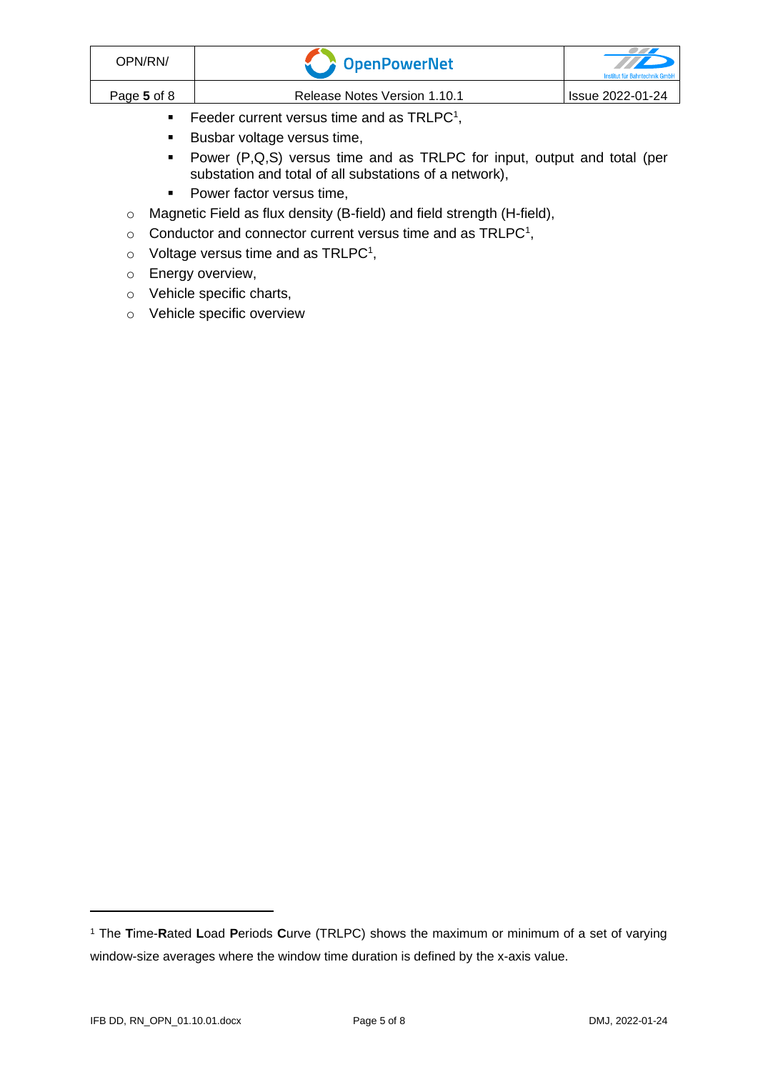- Feeder current versus time and as TRLPC[1],
    - Busbar voltage versus time,
    - Power (P,Q,S) versus time and as TRLPC for input, output and total (per substation and total of all substations of a network),
    - Power factor versus time,
  - Magnetic Field as flux density (B-field) and field strength (H-field),
  - Conductor and connector current versus time and as TRLPC[1],
  - Voltage versus time and as TRLPC[1],
  - Energy overview,
  - Vehicle specific charts,
  - Vehicle specific overview

---

[1] The **T**ime-**R**ated **L**oad **P**eriods **C**urve (TRLPC) shows the maximum or minimum of a set of varying window-size averages where the window time duration is defined by the x-axis value.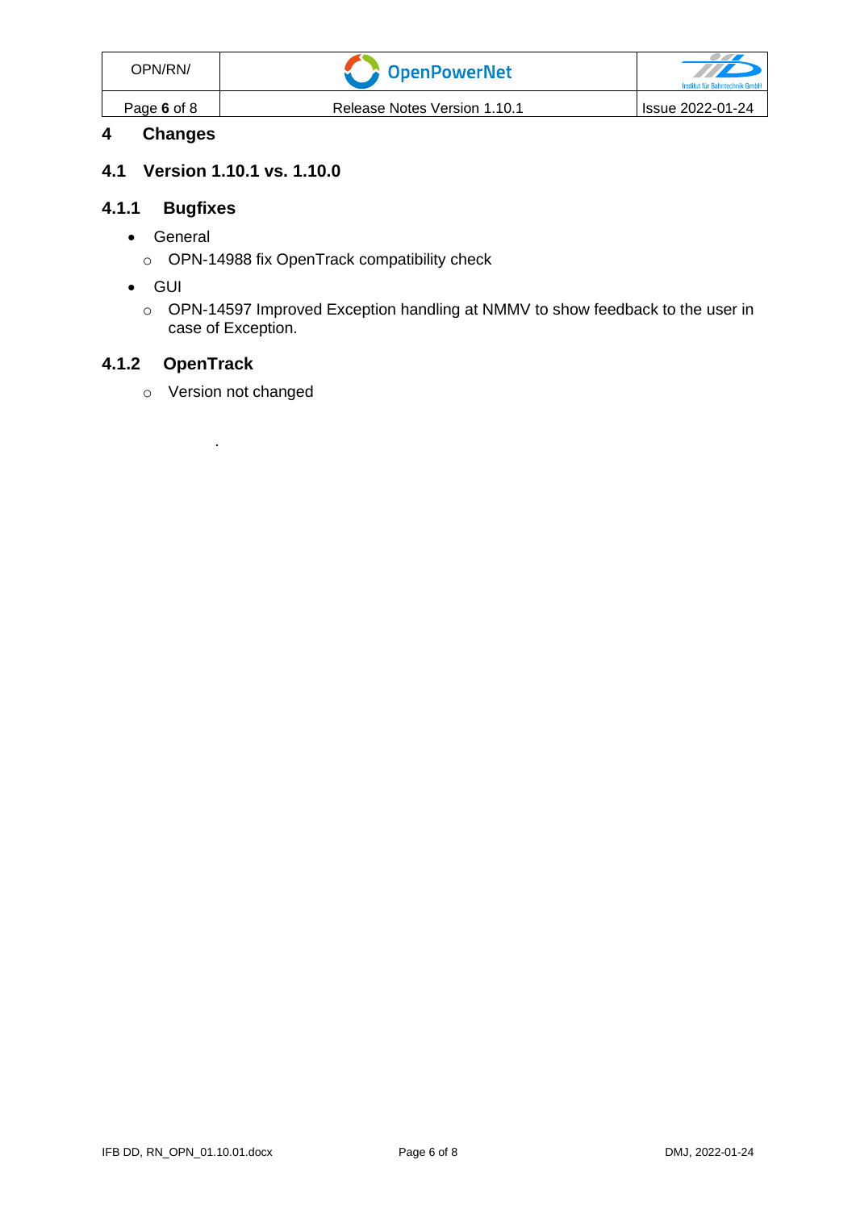# 4 Changes

## 4.1 Version 1.10.1 vs. 1.10.0

### 4.1.1 Bugfixes

- General
  - OPN-14988 fix OpenTrack compatibility check
- GUI
  - OPN-14597 Improved Exception handling at NMMV to show feedback to the user in case of Exception.

### 4.1.2 OpenTrack

- Version not changed

.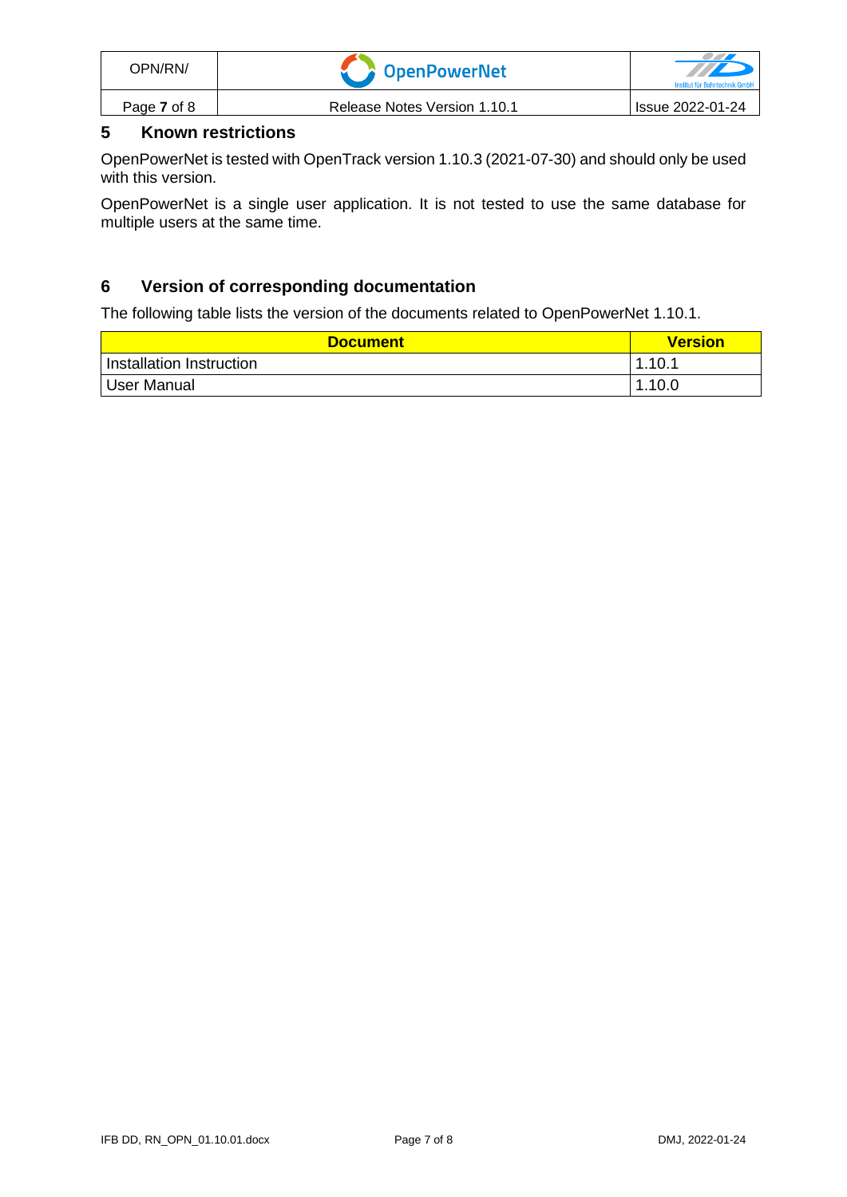## 5 Known restrictions

OpenPowerNet is tested with OpenTrack version 1.10.3 (2021-07-30) and should only be used with this version.

OpenPowerNet is a single user application. It is not tested to use the same database for multiple users at the same time.

## 6 Version of corresponding documentation

The following table lists the version of the documents related to OpenPowerNet 1.10.1.

| Document | Version |
|---|---|
| Installation Instruction | 1.10.1 |
| User Manual | 1.10.0 |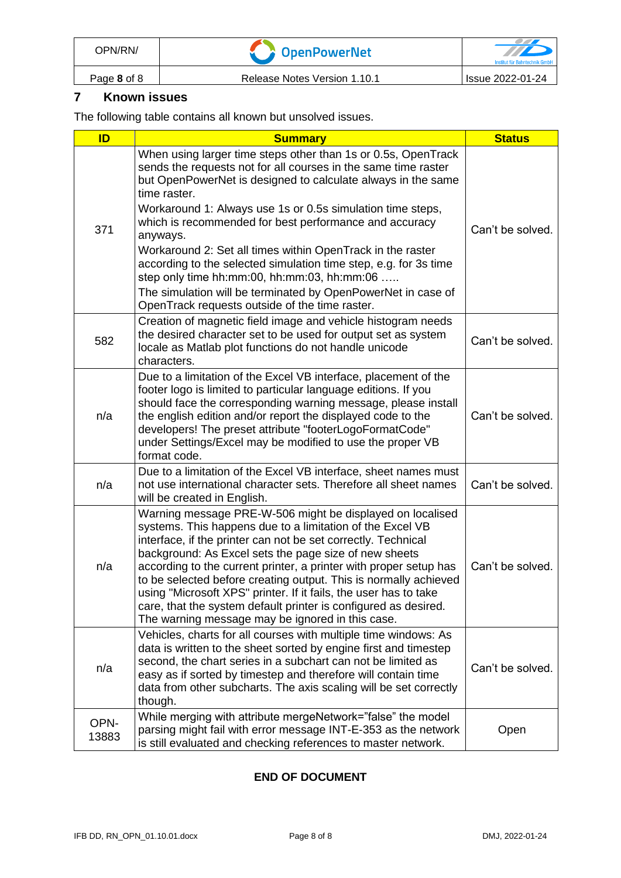## 7 Known issues

The following table contains all known but unsolved issues.

| ID | Summary | Status |
|---|---|---|
| 371 | When using larger time steps other than 1s or 0.5s, OpenTrack sends the requests not for all courses in the same time raster but OpenPowerNet is designed to calculate always in the same time raster.<br>Workaround 1: Always use 1s or 0.5s simulation time steps, which is recommended for best performance and accuracy anyways.<br>Workaround 2: Set all times within OpenTrack in the raster according to the selected simulation time step, e.g. for 3s time step only time hh:mm:00, hh:mm:03, hh:mm:06 …..<br>The simulation will be terminated by OpenPowerNet in case of OpenTrack requests outside of the time raster. | Can't be solved. |
| 582 | Creation of magnetic field image and vehicle histogram needs the desired character set to be used for output set as system locale as Matlab plot functions do not handle unicode characters. | Can't be solved. |
| n/a | Due to a limitation of the Excel VB interface, placement of the footer logo is limited to particular language editions. If you should face the corresponding warning message, please install the english edition and/or report the displayed code to the developers! The preset attribute "footerLogoFormatCode" under Settings/Excel may be modified to use the proper VB format code. | Can't be solved. |
| n/a | Due to a limitation of the Excel VB interface, sheet names must not use international character sets. Therefore all sheet names will be created in English. | Can't be solved. |
| n/a | Warning message PRE-W-506 might be displayed on localised systems. This happens due to a limitation of the Excel VB interface, if the printer can not be set correctly. Technical background: As Excel sets the page size of new sheets according to the current printer, a printer with proper setup has to be selected before creating output. This is normally achieved using "Microsoft XPS" printer. If it fails, the user has to take care, that the system default printer is configured as desired. The warning message may be ignored in this case. | Can't be solved. |
| n/a | Vehicles, charts for all courses with multiple time windows: As data is written to the sheet sorted by engine first and timestep second, the chart series in a subchart can not be limited as easy as if sorted by timestep and therefore will contain time data from other subcharts. The axis scaling will be set correctly though. | Can't be solved. |
| OPN-13883 | While merging with attribute mergeNetwork="false" the model parsing might fail with error message INT-E-353 as the network is still evaluated and checking references to master network. | Open |

**END OF DOCUMENT**